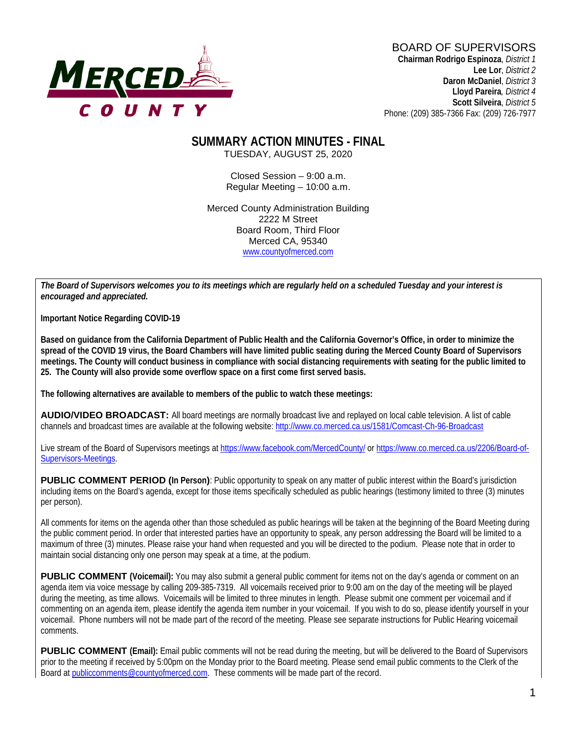MERCED COUNTY

BOARD OF SUPERVISORS
**Chairman Rodrigo Espinoza**, *District 1*
**Lee Lor**, *District 2*
**Daron McDaniel**, *District 3*
**Lloyd Pareira**, *District 4*
**Scott Silveira**, *District 5*
Phone: (209) 385-7366 Fax: (209) 726-7977

# SUMMARY ACTION MINUTES - FINAL

TUESDAY, AUGUST 25, 2020

Closed Session – 9:00 a.m.
Regular Meeting – 10:00 a.m.

Merced County Administration Building
2222 M Street
Board Room, Third Floor
Merced CA, 95340
www.countyofmerced.com

***The Board of Supervisors welcomes you to its meetings which are regularly held on a scheduled Tuesday and your interest is encouraged and appreciated.***

**Important Notice Regarding COVID-19**

**Based on guidance from the California Department of Public Health and the California Governor's Office, in order to minimize the spread of the COVID 19 virus, the Board Chambers will have limited public seating during the Merced County Board of Supervisors meetings. The County will conduct business in compliance with social distancing requirements with seating for the public limited to 25. The County will also provide some overflow space on a first come first served basis.**

**The following alternatives are available to members of the public to watch these meetings:**

**AUDIO/VIDEO BROADCAST:** All board meetings are normally broadcast live and replayed on local cable television. A list of cable channels and broadcast times are available at the following website: http://www.co.merced.ca.us/1581/Comcast-Ch-96-Broadcast

Live stream of the Board of Supervisors meetings at https://www.facebook.com/MercedCounty/ or https://www.co.merced.ca.us/2206/Board-of-Supervisors-Meetings.

**PUBLIC COMMENT PERIOD (In Person)**: Public opportunity to speak on any matter of public interest within the Board's jurisdiction including items on the Board's agenda, except for those items specifically scheduled as public hearings (testimony limited to three (3) minutes per person).

All comments for items on the agenda other than those scheduled as public hearings will be taken at the beginning of the Board Meeting during the public comment period. In order that interested parties have an opportunity to speak, any person addressing the Board will be limited to a maximum of three (3) minutes. Please raise your hand when requested and you will be directed to the podium. Please note that in order to maintain social distancing only one person may speak at a time, at the podium.

**PUBLIC COMMENT (Voicemail):** You may also submit a general public comment for items not on the day's agenda or comment on an agenda item via voice message by calling 209-385-7319. All voicemails received prior to 9:00 am on the day of the meeting will be played during the meeting, as time allows. Voicemails will be limited to three minutes in length. Please submit one comment per voicemail and if commenting on an agenda item, please identify the agenda item number in your voicemail. If you wish to do so, please identify yourself in your voicemail. Phone numbers will not be made part of the record of the meeting. Please see separate instructions for Public Hearing voicemail comments.

**PUBLIC COMMENT (Email):** Email public comments will not be read during the meeting, but will be delivered to the Board of Supervisors prior to the meeting if received by 5:00pm on the Monday prior to the Board meeting. Please send email public comments to the Clerk of the Board at publiccomments@countyofmerced.com. These comments will be made part of the record.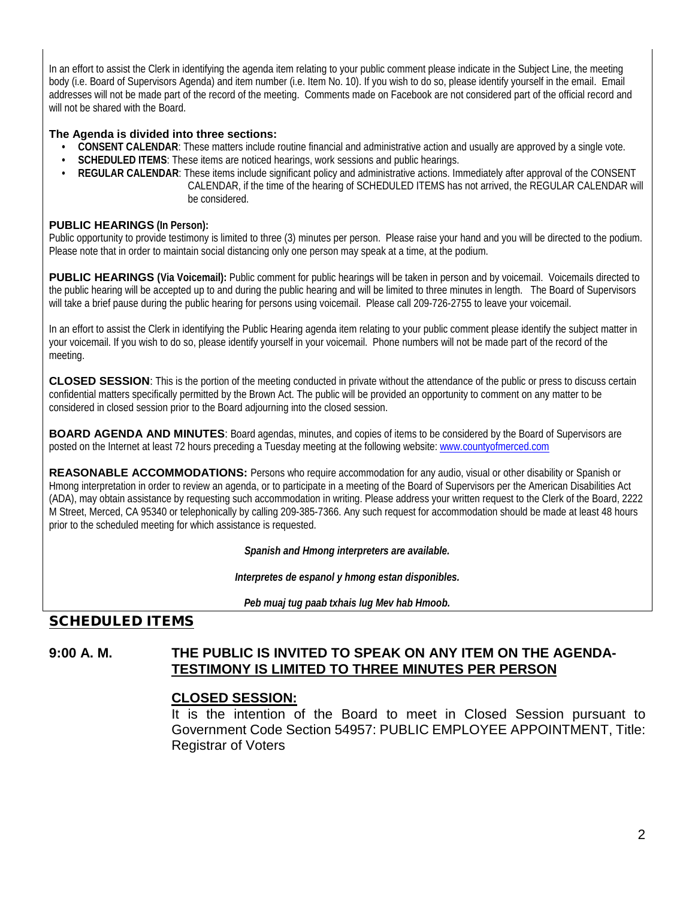In an effort to assist the Clerk in identifying the agenda item relating to your public comment please indicate in the Subject Line, the meeting body (i.e. Board of Supervisors Agenda) and item number (i.e. Item No. 10). If you wish to do so, please identify yourself in the email. Email addresses will not be made part of the record of the meeting. Comments made on Facebook are not considered part of the official record and will not be shared with the Board.

**The Agenda is divided into three sections:**

- **CONSENT CALENDAR**: These matters include routine financial and administrative action and usually are approved by a single vote.
- **SCHEDULED ITEMS**: These items are noticed hearings, work sessions and public hearings.
- **REGULAR CALENDAR**: These items include significant policy and administrative actions. Immediately after approval of the CONSENT CALENDAR, if the time of the hearing of SCHEDULED ITEMS has not arrived, the REGULAR CALENDAR will be considered.

**PUBLIC HEARINGS (In Person):**
Public opportunity to provide testimony is limited to three (3) minutes per person. Please raise your hand and you will be directed to the podium. Please note that in order to maintain social distancing only one person may speak at a time, at the podium.

**PUBLIC HEARINGS (Via Voicemail):** Public comment for public hearings will be taken in person and by voicemail. Voicemails directed to the public hearing will be accepted up to and during the public hearing and will be limited to three minutes in length. The Board of Supervisors will take a brief pause during the public hearing for persons using voicemail. Please call 209-726-2755 to leave your voicemail.

In an effort to assist the Clerk in identifying the Public Hearing agenda item relating to your public comment please identify the subject matter in your voicemail. If you wish to do so, please identify yourself in your voicemail. Phone numbers will not be made part of the record of the meeting.

**CLOSED SESSION**: This is the portion of the meeting conducted in private without the attendance of the public or press to discuss certain confidential matters specifically permitted by the Brown Act. The public will be provided an opportunity to comment on any matter to be considered in closed session prior to the Board adjourning into the closed session.

**BOARD AGENDA AND MINUTES**: Board agendas, minutes, and copies of items to be considered by the Board of Supervisors are posted on the Internet at least 72 hours preceding a Tuesday meeting at the following website: [www.countyofmerced.com](http://www.countyofmerced.com)

**REASONABLE ACCOMMODATIONS:** Persons who require accommodation for any audio, visual or other disability or Spanish or Hmong interpretation in order to review an agenda, or to participate in a meeting of the Board of Supervisors per the American Disabilities Act (ADA), may obtain assistance by requesting such accommodation in writing. Please address your written request to the Clerk of the Board, 2222 M Street, Merced, CA 95340 or telephonically by calling 209-385-7366. Any such request for accommodation should be made at least 48 hours prior to the scheduled meeting for which assistance is requested.

***Spanish and Hmong interpreters are available.***

***Interpretes de espanol y hmong estan disponibles.***

***Peb muaj tug paab txhais lug Mev hab Hmoob.***

## SCHEDULED ITEMS

**9:00 A. M.** **THE PUBLIC IS INVITED TO SPEAK ON ANY ITEM ON THE AGENDA-TESTIMONY IS LIMITED TO THREE MINUTES PER PERSON**

**CLOSED SESSION:**

It is the intention of the Board to meet in Closed Session pursuant to Government Code Section 54957: PUBLIC EMPLOYEE APPOINTMENT, Title: Registrar of Voters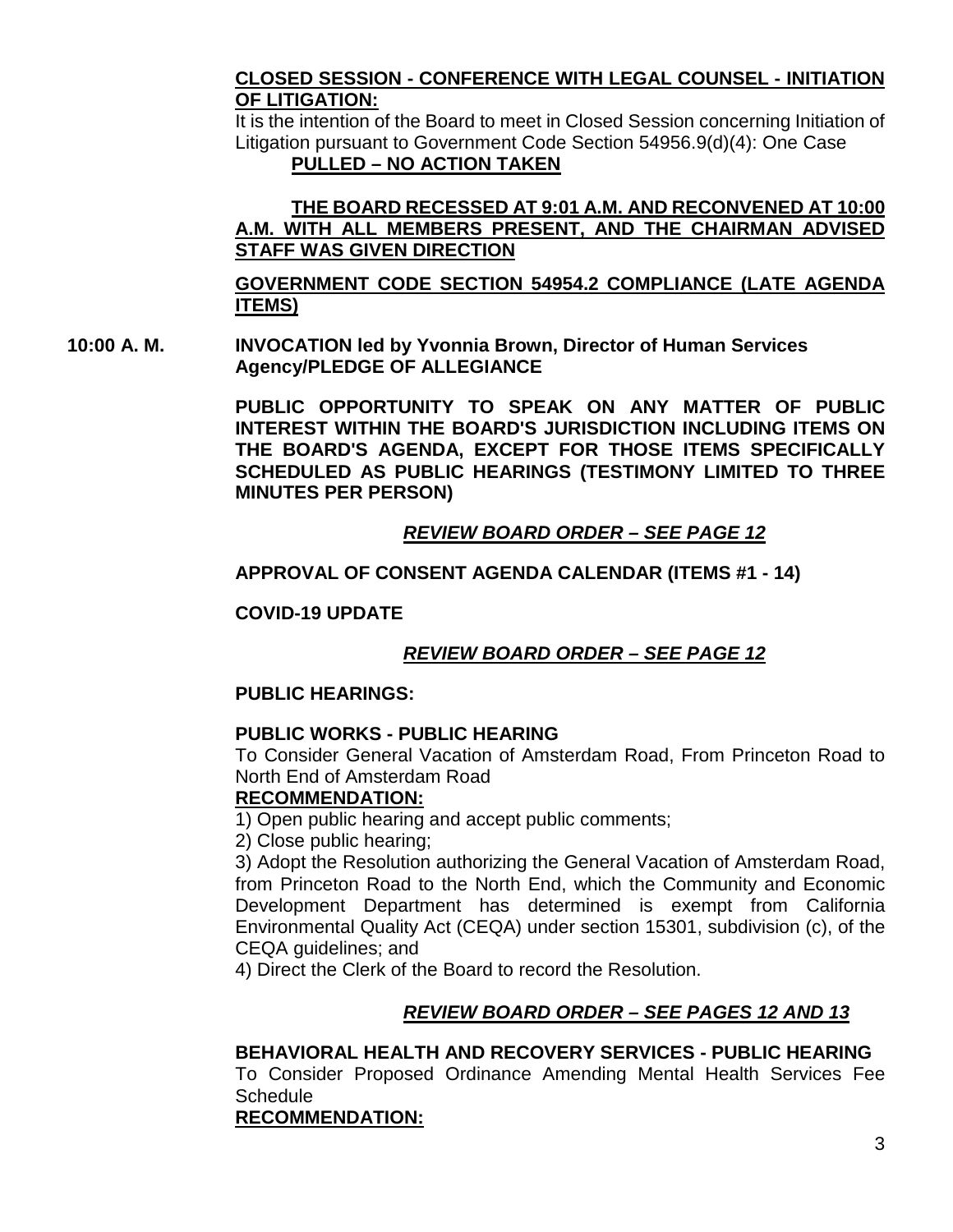**CLOSED SESSION - CONFERENCE WITH LEGAL COUNSEL - INITIATION OF LITIGATION:**

It is the intention of the Board to meet in Closed Session concerning Initiation of Litigation pursuant to Government Code Section 54956.9(d)(4): One Case

**PULLED – NO ACTION TAKEN**

**THE BOARD RECESSED AT 9:01 A.M. AND RECONVENED AT 10:00 A.M. WITH ALL MEMBERS PRESENT, AND THE CHAIRMAN ADVISED STAFF WAS GIVEN DIRECTION**

**GOVERNMENT CODE SECTION 54954.2 COMPLIANCE (LATE AGENDA ITEMS)**

**10:00 A. M. INVOCATION led by Yvonnia Brown, Director of Human Services Agency/PLEDGE OF ALLEGIANCE**

**PUBLIC OPPORTUNITY TO SPEAK ON ANY MATTER OF PUBLIC INTEREST WITHIN THE BOARD'S JURISDICTION INCLUDING ITEMS ON THE BOARD'S AGENDA, EXCEPT FOR THOSE ITEMS SPECIFICALLY SCHEDULED AS PUBLIC HEARINGS (TESTIMONY LIMITED TO THREE MINUTES PER PERSON)**

***REVIEW BOARD ORDER – SEE PAGE 12***

**APPROVAL OF CONSENT AGENDA CALENDAR (ITEMS #1 - 14)**

**COVID-19 UPDATE**

***REVIEW BOARD ORDER – SEE PAGE 12***

**PUBLIC HEARINGS:**

**PUBLIC WORKS - PUBLIC HEARING**

To Consider General Vacation of Amsterdam Road, From Princeton Road to North End of Amsterdam Road

**RECOMMENDATION:**

1) Open public hearing and accept public comments;

2) Close public hearing;

3) Adopt the Resolution authorizing the General Vacation of Amsterdam Road, from Princeton Road to the North End, which the Community and Economic Development Department has determined is exempt from California Environmental Quality Act (CEQA) under section 15301, subdivision (c), of the CEQA guidelines; and

4) Direct the Clerk of the Board to record the Resolution.

***REVIEW BOARD ORDER – SEE PAGES 12 AND 13***

**BEHAVIORAL HEALTH AND RECOVERY SERVICES - PUBLIC HEARING**

To Consider Proposed Ordinance Amending Mental Health Services Fee Schedule

**RECOMMENDATION:**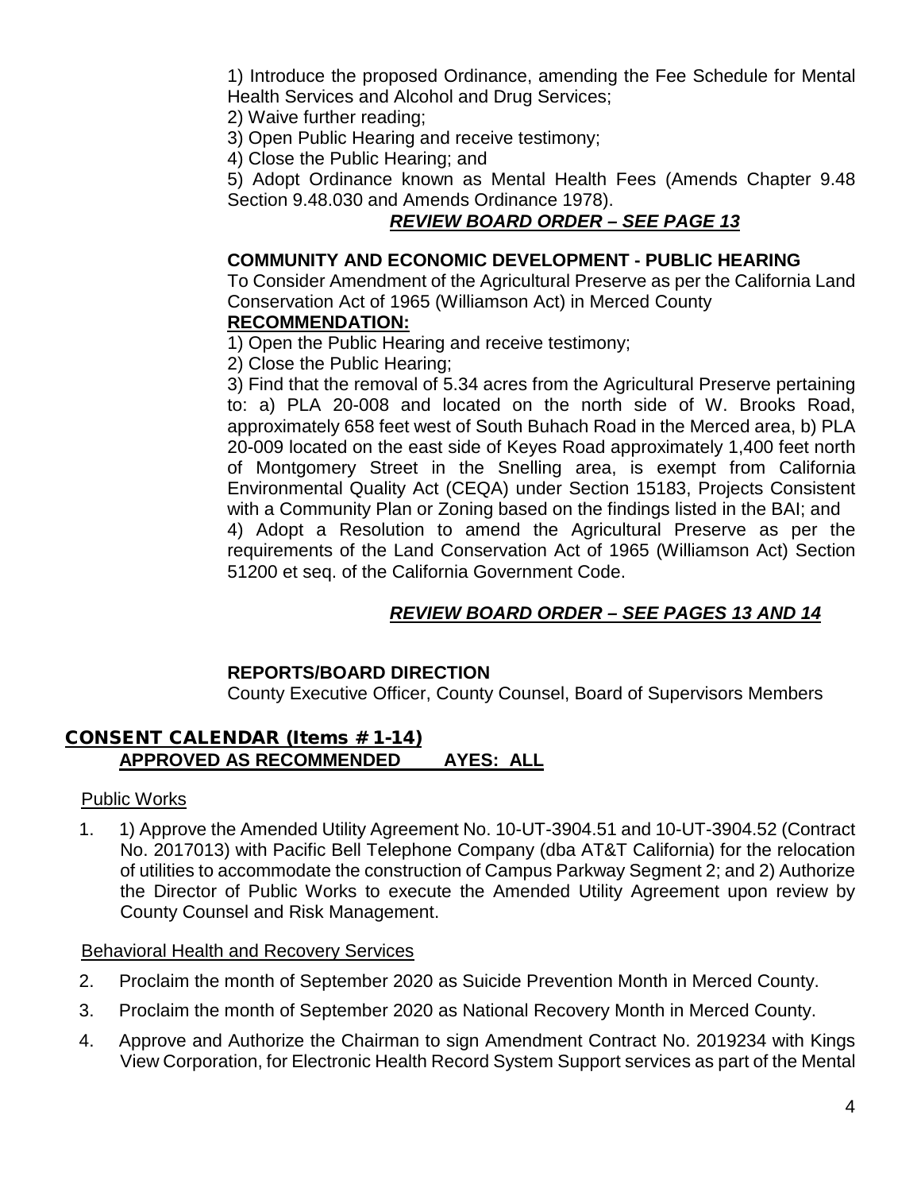1) Introduce the proposed Ordinance, amending the Fee Schedule for Mental Health Services and Alcohol and Drug Services;

2) Waive further reading;

3) Open Public Hearing and receive testimony;

4) Close the Public Hearing; and

5) Adopt Ordinance known as Mental Health Fees (Amends Chapter 9.48 Section 9.48.030 and Amends Ordinance 1978).

***REVIEW BOARD ORDER – SEE PAGE 13***

**COMMUNITY AND ECONOMIC DEVELOPMENT - PUBLIC HEARING**

To Consider Amendment of the Agricultural Preserve as per the California Land Conservation Act of 1965 (Williamson Act) in Merced County

**RECOMMENDATION:**

1) Open the Public Hearing and receive testimony;

2) Close the Public Hearing;

3) Find that the removal of 5.34 acres from the Agricultural Preserve pertaining to: a) PLA 20-008 and located on the north side of W. Brooks Road, approximately 658 feet west of South Buhach Road in the Merced area, b) PLA 20-009 located on the east side of Keyes Road approximately 1,400 feet north of Montgomery Street in the Snelling area, is exempt from California Environmental Quality Act (CEQA) under Section 15183, Projects Consistent with a Community Plan or Zoning based on the findings listed in the BAI; and

4) Adopt a Resolution to amend the Agricultural Preserve as per the requirements of the Land Conservation Act of 1965 (Williamson Act) Section 51200 et seq. of the California Government Code.

***REVIEW BOARD ORDER – SEE PAGES 13 AND 14***

**REPORTS/BOARD DIRECTION**

County Executive Officer, County Counsel, Board of Supervisors Members

## CONSENT CALENDAR (Items # 1-14)

**APPROVED AS RECOMMENDED AYES: ALL**

Public Works

1. 1) Approve the Amended Utility Agreement No. 10-UT-3904.51 and 10-UT-3904.52 (Contract No. 2017013) with Pacific Bell Telephone Company (dba AT&T California) for the relocation of utilities to accommodate the construction of Campus Parkway Segment 2; and 2) Authorize the Director of Public Works to execute the Amended Utility Agreement upon review by County Counsel and Risk Management.

Behavioral Health and Recovery Services

2. Proclaim the month of September 2020 as Suicide Prevention Month in Merced County.
3. Proclaim the month of September 2020 as National Recovery Month in Merced County.
4. Approve and Authorize the Chairman to sign Amendment Contract No. 2019234 with Kings View Corporation, for Electronic Health Record System Support services as part of the Mental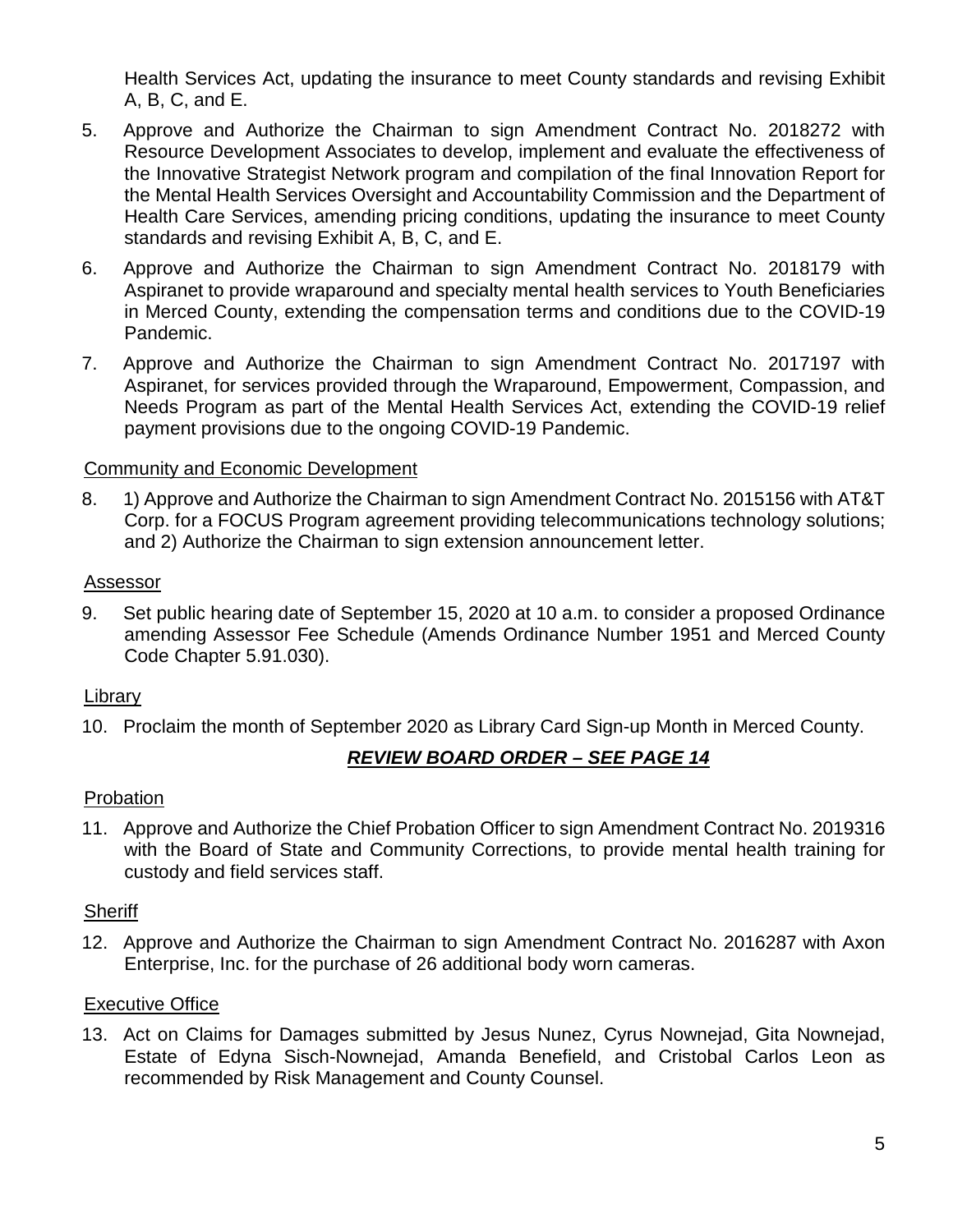Health Services Act, updating the insurance to meet County standards and revising Exhibit A, B, C, and E.

5. Approve and Authorize the Chairman to sign Amendment Contract No. 2018272 with Resource Development Associates to develop, implement and evaluate the effectiveness of the Innovative Strategist Network program and compilation of the final Innovation Report for the Mental Health Services Oversight and Accountability Commission and the Department of Health Care Services, amending pricing conditions, updating the insurance to meet County standards and revising Exhibit A, B, C, and E.

6. Approve and Authorize the Chairman to sign Amendment Contract No. 2018179 with Aspiranet to provide wraparound and specialty mental health services to Youth Beneficiaries in Merced County, extending the compensation terms and conditions due to the COVID-19 Pandemic.

7. Approve and Authorize the Chairman to sign Amendment Contract No. 2017197 with Aspiranet, for services provided through the Wraparound, Empowerment, Compassion, and Needs Program as part of the Mental Health Services Act, extending the COVID-19 relief payment provisions due to the ongoing COVID-19 Pandemic.

Community and Economic Development

8. 1) Approve and Authorize the Chairman to sign Amendment Contract No. 2015156 with AT&T Corp. for a FOCUS Program agreement providing telecommunications technology solutions; and 2) Authorize the Chairman to sign extension announcement letter.

Assessor

9. Set public hearing date of September 15, 2020 at 10 a.m. to consider a proposed Ordinance amending Assessor Fee Schedule (Amends Ordinance Number 1951 and Merced County Code Chapter 5.91.030).

Library

10. Proclaim the month of September 2020 as Library Card Sign-up Month in Merced County.

***REVIEW BOARD ORDER – SEE PAGE 14***

Probation

11. Approve and Authorize the Chief Probation Officer to sign Amendment Contract No. 2019316 with the Board of State and Community Corrections, to provide mental health training for custody and field services staff.

Sheriff

12. Approve and Authorize the Chairman to sign Amendment Contract No. 2016287 with Axon Enterprise, Inc. for the purchase of 26 additional body worn cameras.

Executive Office

13. Act on Claims for Damages submitted by Jesus Nunez, Cyrus Nownejad, Gita Nownejad, Estate of Edyna Sisch-Nownejad, Amanda Benefield, and Cristobal Carlos Leon as recommended by Risk Management and County Counsel.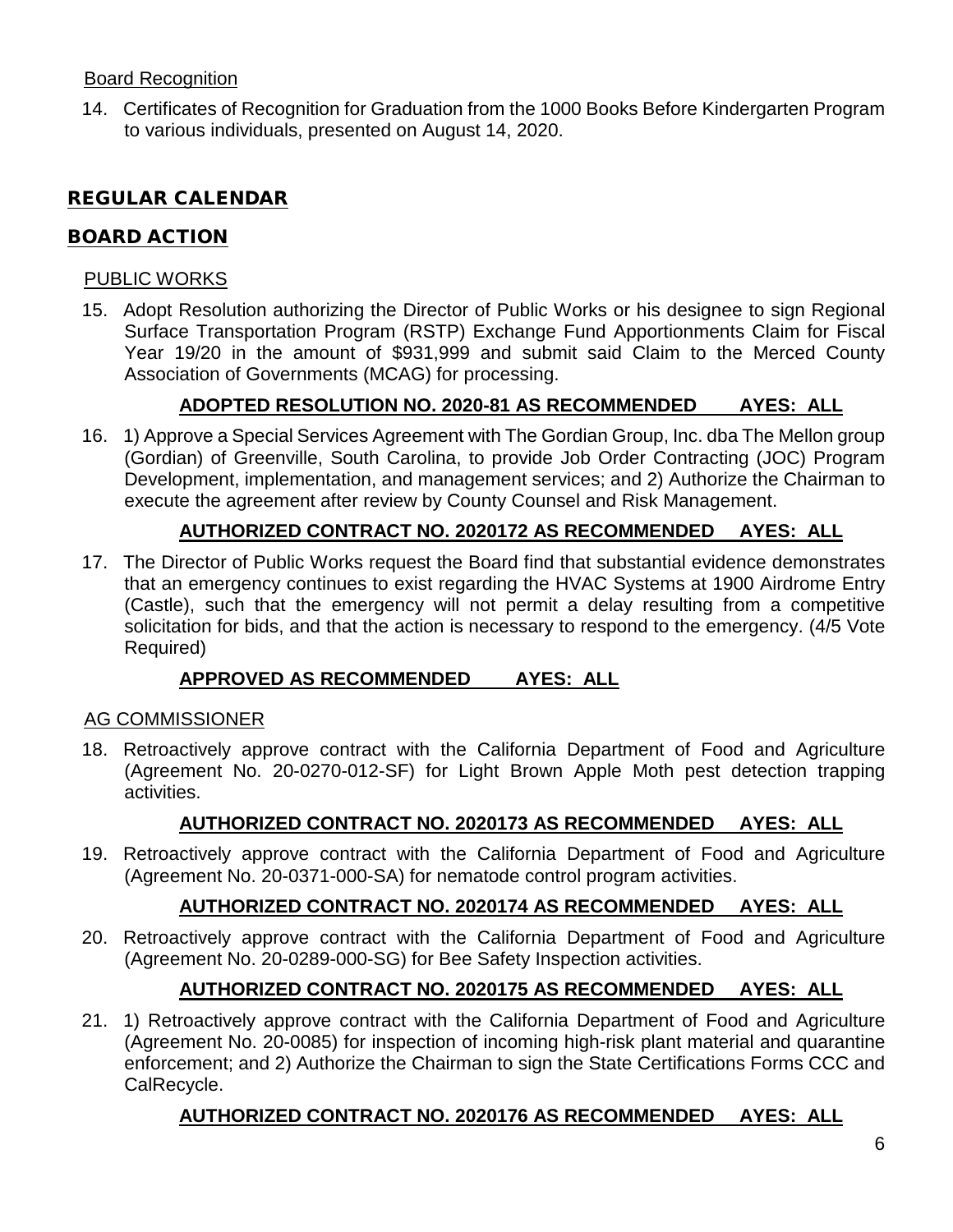Board Recognition

14. Certificates of Recognition for Graduation from the 1000 Books Before Kindergarten Program to various individuals, presented on August 14, 2020.

## REGULAR CALENDAR

## BOARD ACTION

### PUBLIC WORKS

15. Adopt Resolution authorizing the Director of Public Works or his designee to sign Regional Surface Transportation Program (RSTP) Exchange Fund Apportionments Claim for Fiscal Year 19/20 in the amount of $931,999 and submit said Claim to the Merced County Association of Governments (MCAG) for processing.

**ADOPTED RESOLUTION NO. 2020-81 AS RECOMMENDED AYES: ALL**

16. 1) Approve a Special Services Agreement with The Gordian Group, Inc. dba The Mellon group (Gordian) of Greenville, South Carolina, to provide Job Order Contracting (JOC) Program Development, implementation, and management services; and 2) Authorize the Chairman to execute the agreement after review by County Counsel and Risk Management.

**AUTHORIZED CONTRACT NO. 2020172 AS RECOMMENDED AYES: ALL**

17. The Director of Public Works request the Board find that substantial evidence demonstrates that an emergency continues to exist regarding the HVAC Systems at 1900 Airdrome Entry (Castle), such that the emergency will not permit a delay resulting from a competitive solicitation for bids, and that the action is necessary to respond to the emergency. (4/5 Vote Required)

**APPROVED AS RECOMMENDED AYES: ALL**

### AG COMMISSIONER

18. Retroactively approve contract with the California Department of Food and Agriculture (Agreement No. 20-0270-012-SF) for Light Brown Apple Moth pest detection trapping activities.

**AUTHORIZED CONTRACT NO. 2020173 AS RECOMMENDED AYES: ALL**

19. Retroactively approve contract with the California Department of Food and Agriculture (Agreement No. 20-0371-000-SA) for nematode control program activities.

**AUTHORIZED CONTRACT NO. 2020174 AS RECOMMENDED AYES: ALL**

20. Retroactively approve contract with the California Department of Food and Agriculture (Agreement No. 20-0289-000-SG) for Bee Safety Inspection activities.

**AUTHORIZED CONTRACT NO. 2020175 AS RECOMMENDED AYES: ALL**

21. 1) Retroactively approve contract with the California Department of Food and Agriculture (Agreement No. 20-0085) for inspection of incoming high-risk plant material and quarantine enforcement; and 2) Authorize the Chairman to sign the State Certifications Forms CCC and CalRecycle.

**AUTHORIZED CONTRACT NO. 2020176 AS RECOMMENDED AYES: ALL**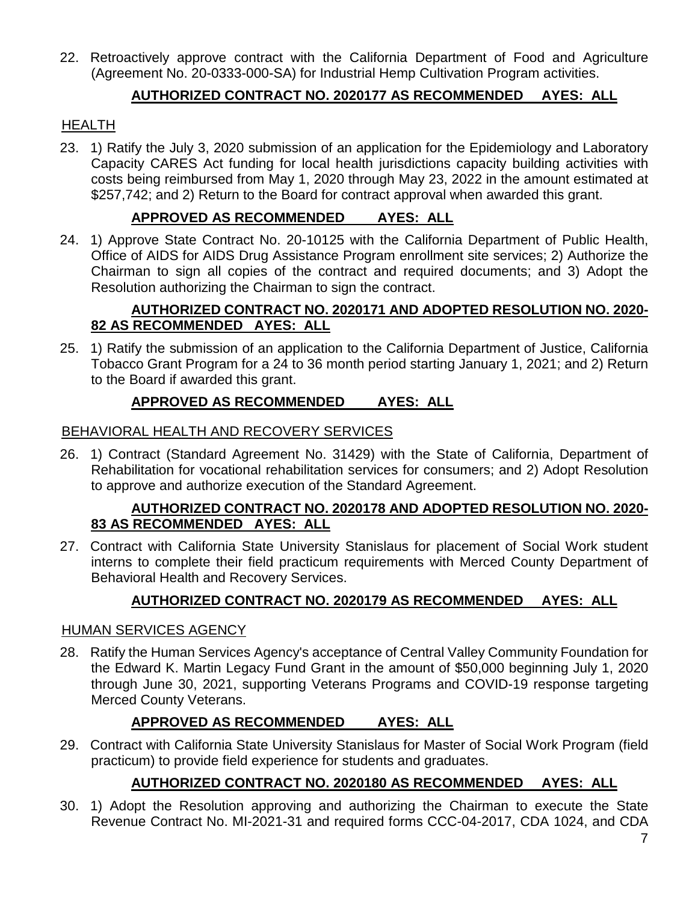22. Retroactively approve contract with the California Department of Food and Agriculture (Agreement No. 20-0333-000-SA) for Industrial Hemp Cultivation Program activities.

**AUTHORIZED CONTRACT NO. 2020177 AS RECOMMENDED AYES: ALL**

HEALTH

23. 1) Ratify the July 3, 2020 submission of an application for the Epidemiology and Laboratory Capacity CARES Act funding for local health jurisdictions capacity building activities with costs being reimbursed from May 1, 2020 through May 23, 2022 in the amount estimated at $257,742; and 2) Return to the Board for contract approval when awarded this grant.

**APPROVED AS RECOMMENDED AYES: ALL**

24. 1) Approve State Contract No. 20-10125 with the California Department of Public Health, Office of AIDS for AIDS Drug Assistance Program enrollment site services; 2) Authorize the Chairman to sign all copies of the contract and required documents; and 3) Adopt the Resolution authorizing the Chairman to sign the contract.

**AUTHORIZED CONTRACT NO. 2020171 AND ADOPTED RESOLUTION NO. 2020-82 AS RECOMMENDED AYES: ALL**

25. 1) Ratify the submission of an application to the California Department of Justice, California Tobacco Grant Program for a 24 to 36 month period starting January 1, 2021; and 2) Return to the Board if awarded this grant.

**APPROVED AS RECOMMENDED AYES: ALL**

BEHAVIORAL HEALTH AND RECOVERY SERVICES

26. 1) Contract (Standard Agreement No. 31429) with the State of California, Department of Rehabilitation for vocational rehabilitation services for consumers; and 2) Adopt Resolution to approve and authorize execution of the Standard Agreement.

**AUTHORIZED CONTRACT NO. 2020178 AND ADOPTED RESOLUTION NO. 2020-83 AS RECOMMENDED AYES: ALL**

27. Contract with California State University Stanislaus for placement of Social Work student interns to complete their field practicum requirements with Merced County Department of Behavioral Health and Recovery Services.

**AUTHORIZED CONTRACT NO. 2020179 AS RECOMMENDED AYES: ALL**

HUMAN SERVICES AGENCY

28. Ratify the Human Services Agency's acceptance of Central Valley Community Foundation for the Edward K. Martin Legacy Fund Grant in the amount of $50,000 beginning July 1, 2020 through June 30, 2021, supporting Veterans Programs and COVID-19 response targeting Merced County Veterans.

**APPROVED AS RECOMMENDED AYES: ALL**

29. Contract with California State University Stanislaus for Master of Social Work Program (field practicum) to provide field experience for students and graduates.

**AUTHORIZED CONTRACT NO. 2020180 AS RECOMMENDED AYES: ALL**

30. 1) Adopt the Resolution approving and authorizing the Chairman to execute the State Revenue Contract No. MI-2021-31 and required forms CCC-04-2017, CDA 1024, and CDA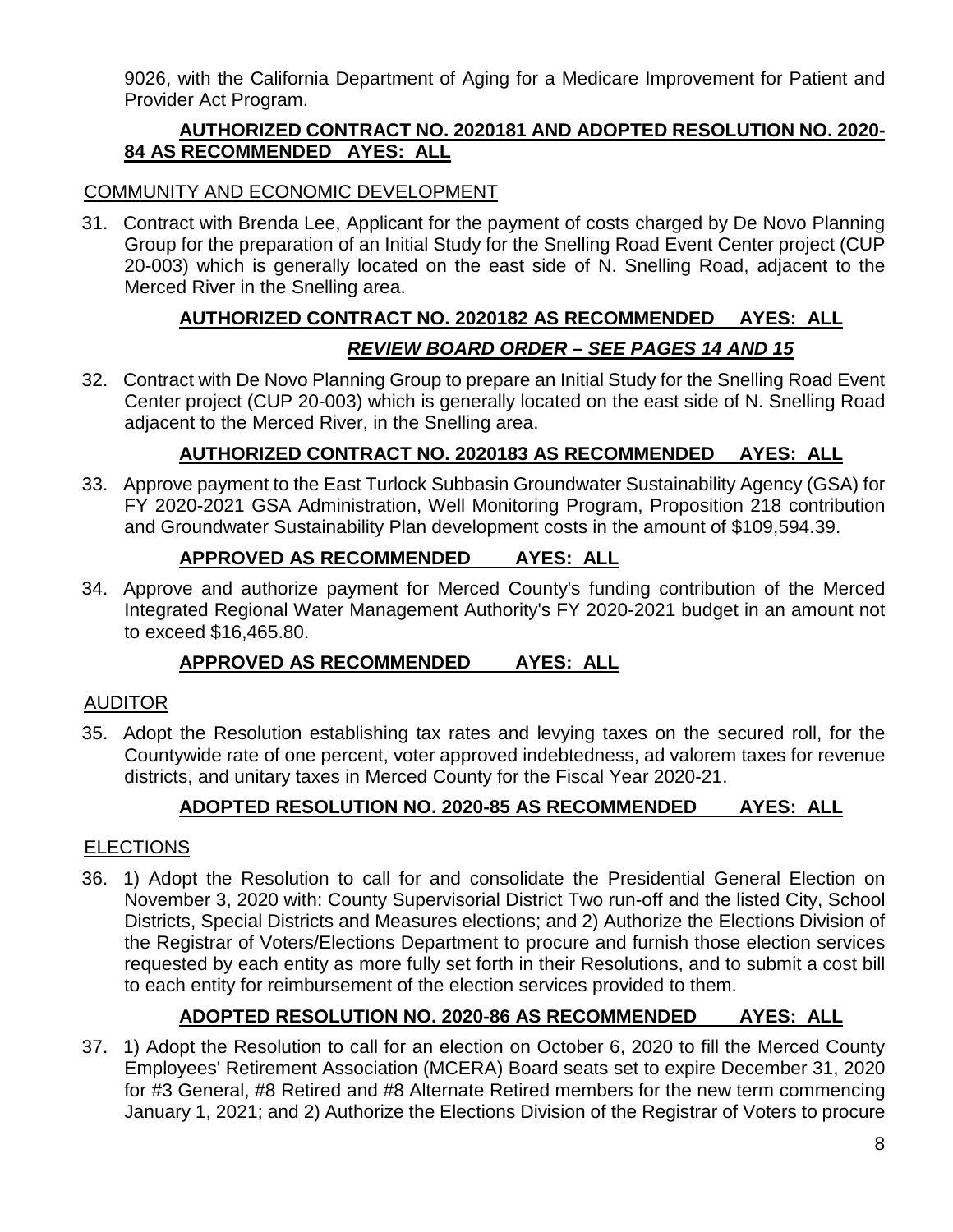9026, with the California Department of Aging for a Medicare Improvement for Patient and Provider Act Program.

**AUTHORIZED CONTRACT NO. 2020181 AND ADOPTED RESOLUTION NO. 2020-84 AS RECOMMENDED AYES: ALL**

COMMUNITY AND ECONOMIC DEVELOPMENT

31. Contract with Brenda Lee, Applicant for the payment of costs charged by De Novo Planning Group for the preparation of an Initial Study for the Snelling Road Event Center project (CUP 20-003) which is generally located on the east side of N. Snelling Road, adjacent to the Merced River in the Snelling area.

**AUTHORIZED CONTRACT NO. 2020182 AS RECOMMENDED AYES: ALL**

***REVIEW BOARD ORDER – SEE PAGES 14 AND 15***

32. Contract with De Novo Planning Group to prepare an Initial Study for the Snelling Road Event Center project (CUP 20-003) which is generally located on the east side of N. Snelling Road adjacent to the Merced River, in the Snelling area.

**AUTHORIZED CONTRACT NO. 2020183 AS RECOMMENDED AYES: ALL**

33. Approve payment to the East Turlock Subbasin Groundwater Sustainability Agency (GSA) for FY 2020-2021 GSA Administration, Well Monitoring Program, Proposition 218 contribution and Groundwater Sustainability Plan development costs in the amount of $109,594.39.

**APPROVED AS RECOMMENDED AYES: ALL**

34. Approve and authorize payment for Merced County's funding contribution of the Merced Integrated Regional Water Management Authority's FY 2020-2021 budget in an amount not to exceed $16,465.80.

**APPROVED AS RECOMMENDED AYES: ALL**

AUDITOR

35. Adopt the Resolution establishing tax rates and levying taxes on the secured roll, for the Countywide rate of one percent, voter approved indebtedness, ad valorem taxes for revenue districts, and unitary taxes in Merced County for the Fiscal Year 2020-21.

**ADOPTED RESOLUTION NO. 2020-85 AS RECOMMENDED AYES: ALL**

ELECTIONS

36. 1) Adopt the Resolution to call for and consolidate the Presidential General Election on November 3, 2020 with: County Supervisorial District Two run-off and the listed City, School Districts, Special Districts and Measures elections; and 2) Authorize the Elections Division of the Registrar of Voters/Elections Department to procure and furnish those election services requested by each entity as more fully set forth in their Resolutions, and to submit a cost bill to each entity for reimbursement of the election services provided to them.

**ADOPTED RESOLUTION NO. 2020-86 AS RECOMMENDED AYES: ALL**

37. 1) Adopt the Resolution to call for an election on October 6, 2020 to fill the Merced County Employees' Retirement Association (MCERA) Board seats set to expire December 31, 2020 for #3 General, #8 Retired and #8 Alternate Retired members for the new term commencing January 1, 2021; and 2) Authorize the Elections Division of the Registrar of Voters to procure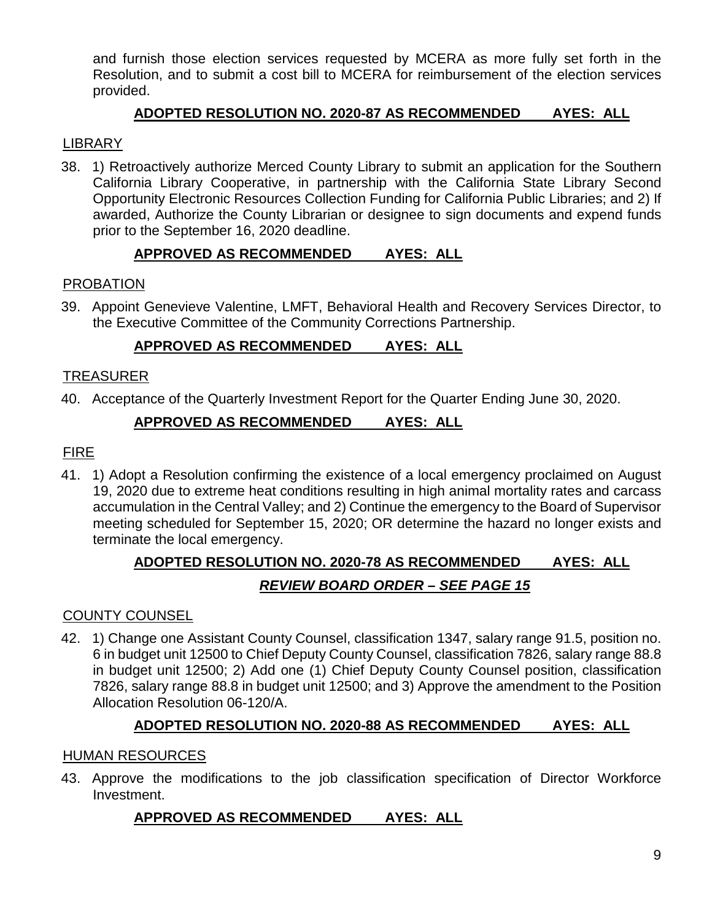and furnish those election services requested by MCERA as more fully set forth in the Resolution, and to submit a cost bill to MCERA for reimbursement of the election services provided.

**ADOPTED RESOLUTION NO. 2020-87 AS RECOMMENDED AYES: ALL**

LIBRARY

38. 1) Retroactively authorize Merced County Library to submit an application for the Southern California Library Cooperative, in partnership with the California State Library Second Opportunity Electronic Resources Collection Funding for California Public Libraries; and 2) If awarded, Authorize the County Librarian or designee to sign documents and expend funds prior to the September 16, 2020 deadline.

**APPROVED AS RECOMMENDED AYES: ALL**

PROBATION

39. Appoint Genevieve Valentine, LMFT, Behavioral Health and Recovery Services Director, to the Executive Committee of the Community Corrections Partnership.

**APPROVED AS RECOMMENDED AYES: ALL**

TREASURER

40. Acceptance of the Quarterly Investment Report for the Quarter Ending June 30, 2020.

**APPROVED AS RECOMMENDED AYES: ALL**

FIRE

41. 1) Adopt a Resolution confirming the existence of a local emergency proclaimed on August 19, 2020 due to extreme heat conditions resulting in high animal mortality rates and carcass accumulation in the Central Valley; and 2) Continue the emergency to the Board of Supervisor meeting scheduled for September 15, 2020; OR determine the hazard no longer exists and terminate the local emergency.

**ADOPTED RESOLUTION NO. 2020-78 AS RECOMMENDED AYES: ALL**

***REVIEW BOARD ORDER – SEE PAGE 15***

COUNTY COUNSEL

42. 1) Change one Assistant County Counsel, classification 1347, salary range 91.5, position no. 6 in budget unit 12500 to Chief Deputy County Counsel, classification 7826, salary range 88.8 in budget unit 12500; 2) Add one (1) Chief Deputy County Counsel position, classification 7826, salary range 88.8 in budget unit 12500; and 3) Approve the amendment to the Position Allocation Resolution 06-120/A.

**ADOPTED RESOLUTION NO. 2020-88 AS RECOMMENDED AYES: ALL**

HUMAN RESOURCES

43. Approve the modifications to the job classification specification of Director Workforce Investment.

**APPROVED AS RECOMMENDED AYES: ALL**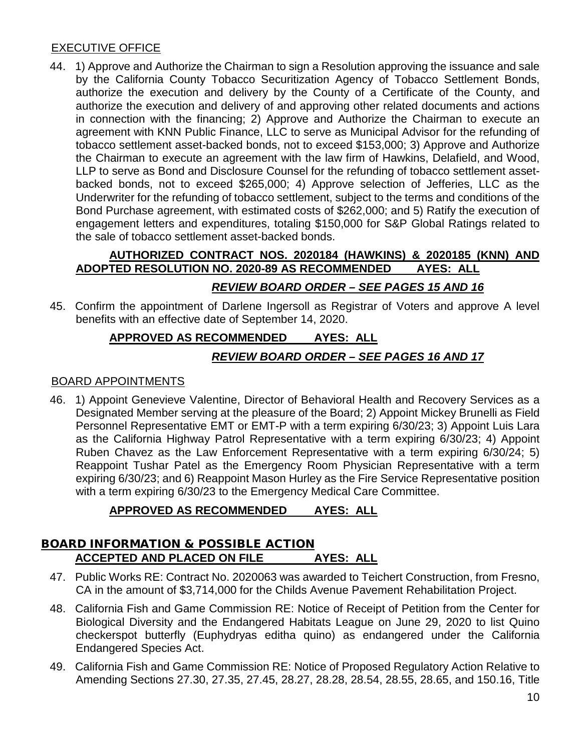## EXECUTIVE OFFICE

44. 1) Approve and Authorize the Chairman to sign a Resolution approving the issuance and sale by the California County Tobacco Securitization Agency of Tobacco Settlement Bonds, authorize the execution and delivery by the County of a Certificate of the County, and authorize the execution and delivery of and approving other related documents and actions in connection with the financing; 2) Approve and Authorize the Chairman to execute an agreement with KNN Public Finance, LLC to serve as Municipal Advisor for the refunding of tobacco settlement asset-backed bonds, not to exceed $153,000; 3) Approve and Authorize the Chairman to execute an agreement with the law firm of Hawkins, Delafield, and Wood, LLP to serve as Bond and Disclosure Counsel for the refunding of tobacco settlement asset-backed bonds, not to exceed $265,000; 4) Approve selection of Jefferies, LLC as the Underwriter for the refunding of tobacco settlement, subject to the terms and conditions of the Bond Purchase agreement, with estimated costs of $262,000; and 5) Ratify the execution of engagement letters and expenditures, totaling $150,000 for S&P Global Ratings related to the sale of tobacco settlement asset-backed bonds.

    **AUTHORIZED CONTRACT NOS. 2020184 (HAWKINS) & 2020185 (KNN) AND ADOPTED RESOLUTION NO. 2020-89 AS RECOMMENDED AYES: ALL**

    ***REVIEW BOARD ORDER – SEE PAGES 15 AND 16***

45. Confirm the appointment of Darlene Ingersoll as Registrar of Voters and approve A level benefits with an effective date of September 14, 2020.

    **APPROVED AS RECOMMENDED AYES: ALL**

    ***REVIEW BOARD ORDER – SEE PAGES 16 AND 17***

## BOARD APPOINTMENTS

46. 1) Appoint Genevieve Valentine, Director of Behavioral Health and Recovery Services as a Designated Member serving at the pleasure of the Board; 2) Appoint Mickey Brunelli as Field Personnel Representative EMT or EMT-P with a term expiring 6/30/23; 3) Appoint Luis Lara as the California Highway Patrol Representative with a term expiring 6/30/23; 4) Appoint Ruben Chavez as the Law Enforcement Representative with a term expiring 6/30/24; 5) Reappoint Tushar Patel as the Emergency Room Physician Representative with a term expiring 6/30/23; and 6) Reappoint Mason Hurley as the Fire Service Representative position with a term expiring 6/30/23 to the Emergency Medical Care Committee.

    **APPROVED AS RECOMMENDED AYES: ALL**

## BOARD INFORMATION & POSSIBLE ACTION

**ACCEPTED AND PLACED ON FILE AYES: ALL**

47. Public Works RE: Contract No. 2020063 was awarded to Teichert Construction, from Fresno, CA in the amount of $3,714,000 for the Childs Avenue Pavement Rehabilitation Project.

48. California Fish and Game Commission RE: Notice of Receipt of Petition from the Center for Biological Diversity and the Endangered Habitats League on June 29, 2020 to list Quino checkerspot butterfly (Euphydryas editha quino) as endangered under the California Endangered Species Act.

49. California Fish and Game Commission RE: Notice of Proposed Regulatory Action Relative to Amending Sections 27.30, 27.35, 27.45, 28.27, 28.28, 28.54, 28.55, 28.65, and 150.16, Title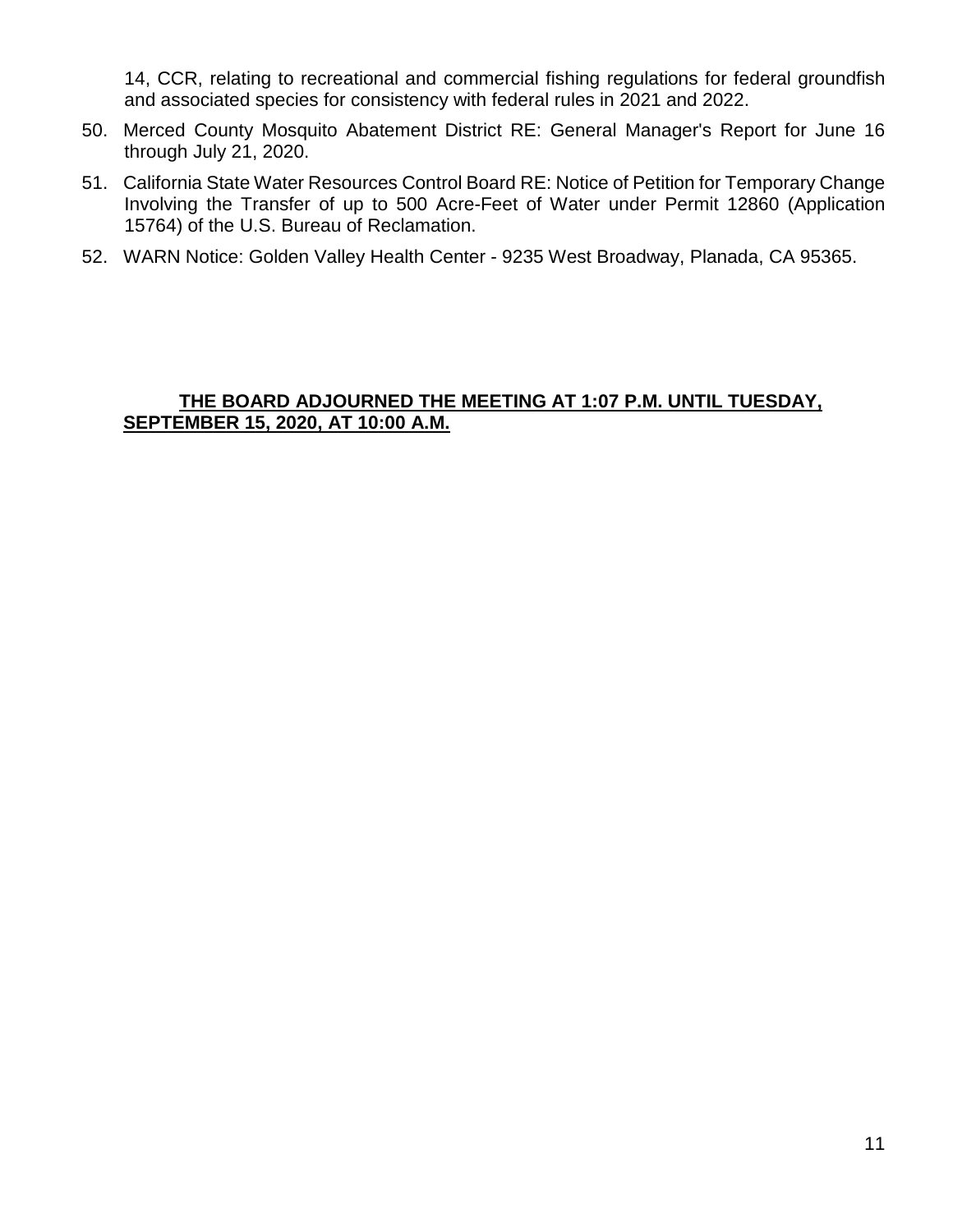14, CCR, relating to recreational and commercial fishing regulations for federal groundfish and associated species for consistency with federal rules in 2021 and 2022.

50. Merced County Mosquito Abatement District RE: General Manager's Report for June 16 through July 21, 2020.

51. California State Water Resources Control Board RE: Notice of Petition for Temporary Change Involving the Transfer of up to 500 Acre-Feet of Water under Permit 12860 (Application 15764) of the U.S. Bureau of Reclamation.

52. WARN Notice: Golden Valley Health Center - 9235 West Broadway, Planada, CA 95365.

**THE BOARD ADJOURNED THE MEETING AT 1:07 P.M. UNTIL TUESDAY, SEPTEMBER 15, 2020, AT 10:00 A.M.**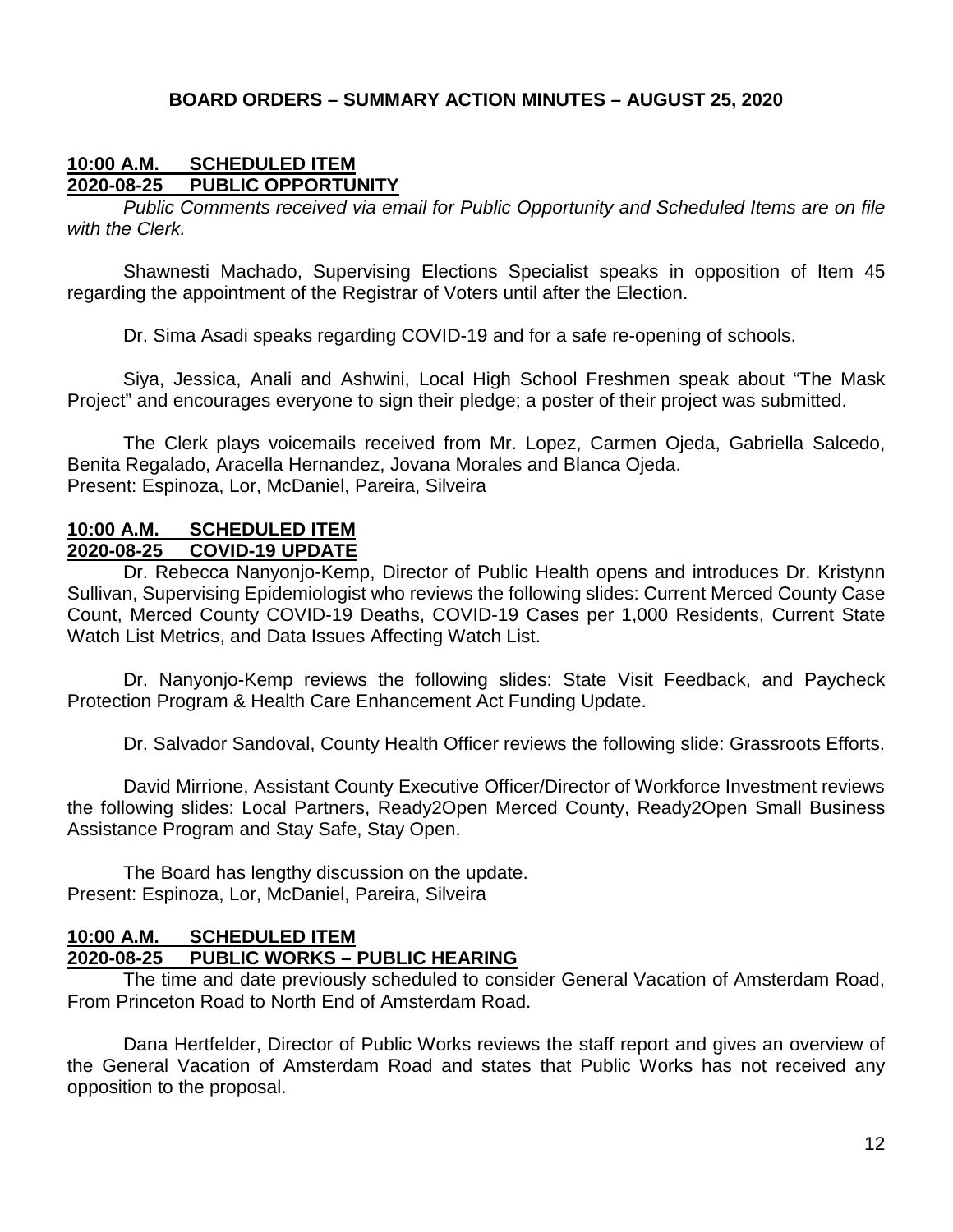## BOARD ORDERS – SUMMARY ACTION MINUTES – AUGUST 25, 2020

**10:00 A.M. SCHEDULED ITEM**
**2020-08-25 PUBLIC OPPORTUNITY**

*Public Comments received via email for Public Opportunity and Scheduled Items are on file with the Clerk.*

Shawnesti Machado, Supervising Elections Specialist speaks in opposition of Item 45 regarding the appointment of the Registrar of Voters until after the Election.

Dr. Sima Asadi speaks regarding COVID-19 and for a safe re-opening of schools.

Siya, Jessica, Anali and Ashwini, Local High School Freshmen speak about "The Mask Project" and encourages everyone to sign their pledge; a poster of their project was submitted.

The Clerk plays voicemails received from Mr. Lopez, Carmen Ojeda, Gabriella Salcedo, Benita Regalado, Aracella Hernandez, Jovana Morales and Blanca Ojeda.
Present: Espinoza, Lor, McDaniel, Pareira, Silveira

**10:00 A.M. SCHEDULED ITEM**
**2020-08-25 COVID-19 UPDATE**

Dr. Rebecca Nanyonjo-Kemp, Director of Public Health opens and introduces Dr. Kristynn Sullivan, Supervising Epidemiologist who reviews the following slides: Current Merced County Case Count, Merced County COVID-19 Deaths, COVID-19 Cases per 1,000 Residents, Current State Watch List Metrics, and Data Issues Affecting Watch List.

Dr. Nanyonjo-Kemp reviews the following slides: State Visit Feedback, and Paycheck Protection Program & Health Care Enhancement Act Funding Update.

Dr. Salvador Sandoval, County Health Officer reviews the following slide: Grassroots Efforts.

David Mirrione, Assistant County Executive Officer/Director of Workforce Investment reviews the following slides: Local Partners, Ready2Open Merced County, Ready2Open Small Business Assistance Program and Stay Safe, Stay Open.

The Board has lengthy discussion on the update.
Present: Espinoza, Lor, McDaniel, Pareira, Silveira

**10:00 A.M. SCHEDULED ITEM**
**2020-08-25 PUBLIC WORKS – PUBLIC HEARING**

The time and date previously scheduled to consider General Vacation of Amsterdam Road, From Princeton Road to North End of Amsterdam Road.

Dana Hertfelder, Director of Public Works reviews the staff report and gives an overview of the General Vacation of Amsterdam Road and states that Public Works has not received any opposition to the proposal.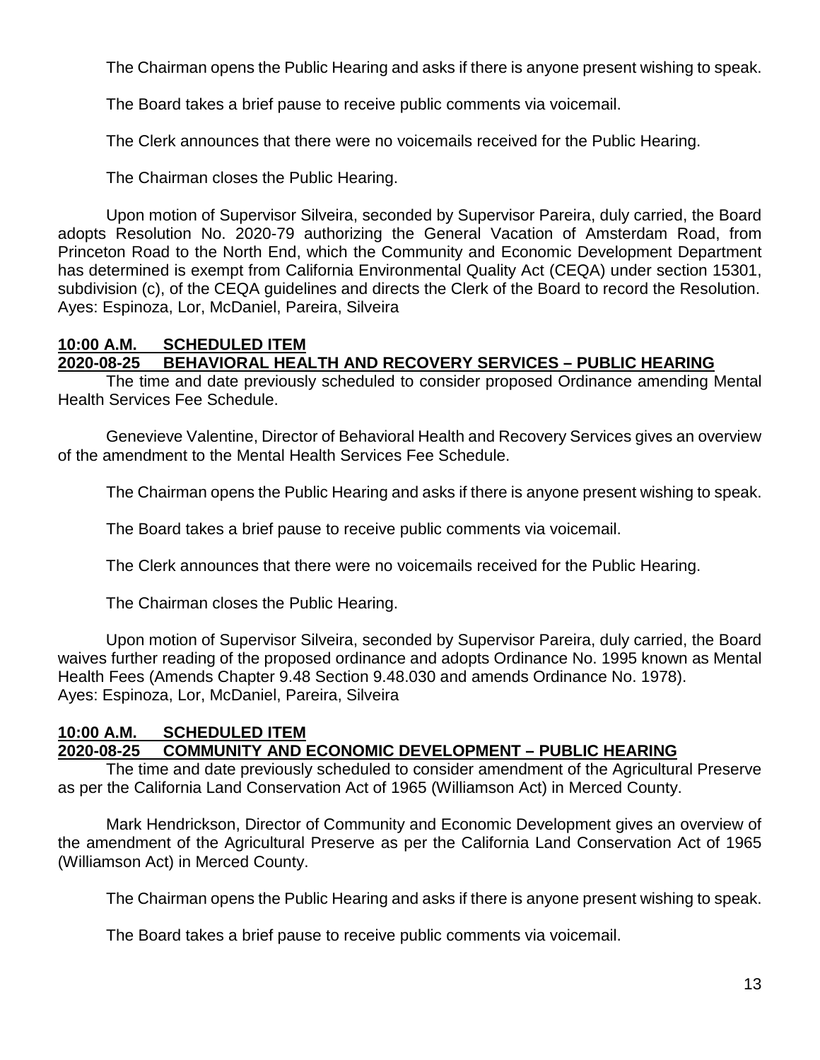The Chairman opens the Public Hearing and asks if there is anyone present wishing to speak.

The Board takes a brief pause to receive public comments via voicemail.

The Clerk announces that there were no voicemails received for the Public Hearing.

The Chairman closes the Public Hearing.

Upon motion of Supervisor Silveira, seconded by Supervisor Pareira, duly carried, the Board adopts Resolution No. 2020-79 authorizing the General Vacation of Amsterdam Road, from Princeton Road to the North End, which the Community and Economic Development Department has determined is exempt from California Environmental Quality Act (CEQA) under section 15301, subdivision (c), of the CEQA guidelines and directs the Clerk of the Board to record the Resolution.
Ayes: Espinoza, Lor, McDaniel, Pareira, Silveira

**10:00 A.M. SCHEDULED ITEM**
**2020-08-25 BEHAVIORAL HEALTH AND RECOVERY SERVICES – PUBLIC HEARING**

The time and date previously scheduled to consider proposed Ordinance amending Mental Health Services Fee Schedule.

Genevieve Valentine, Director of Behavioral Health and Recovery Services gives an overview of the amendment to the Mental Health Services Fee Schedule.

The Chairman opens the Public Hearing and asks if there is anyone present wishing to speak.

The Board takes a brief pause to receive public comments via voicemail.

The Clerk announces that there were no voicemails received for the Public Hearing.

The Chairman closes the Public Hearing.

Upon motion of Supervisor Silveira, seconded by Supervisor Pareira, duly carried, the Board waives further reading of the proposed ordinance and adopts Ordinance No. 1995 known as Mental Health Fees (Amends Chapter 9.48 Section 9.48.030 and amends Ordinance No. 1978).
Ayes: Espinoza, Lor, McDaniel, Pareira, Silveira

**10:00 A.M. SCHEDULED ITEM**
**2020-08-25 COMMUNITY AND ECONOMIC DEVELOPMENT – PUBLIC HEARING**

The time and date previously scheduled to consider amendment of the Agricultural Preserve as per the California Land Conservation Act of 1965 (Williamson Act) in Merced County.

Mark Hendrickson, Director of Community and Economic Development gives an overview of the amendment of the Agricultural Preserve as per the California Land Conservation Act of 1965 (Williamson Act) in Merced County.

The Chairman opens the Public Hearing and asks if there is anyone present wishing to speak.

The Board takes a brief pause to receive public comments via voicemail.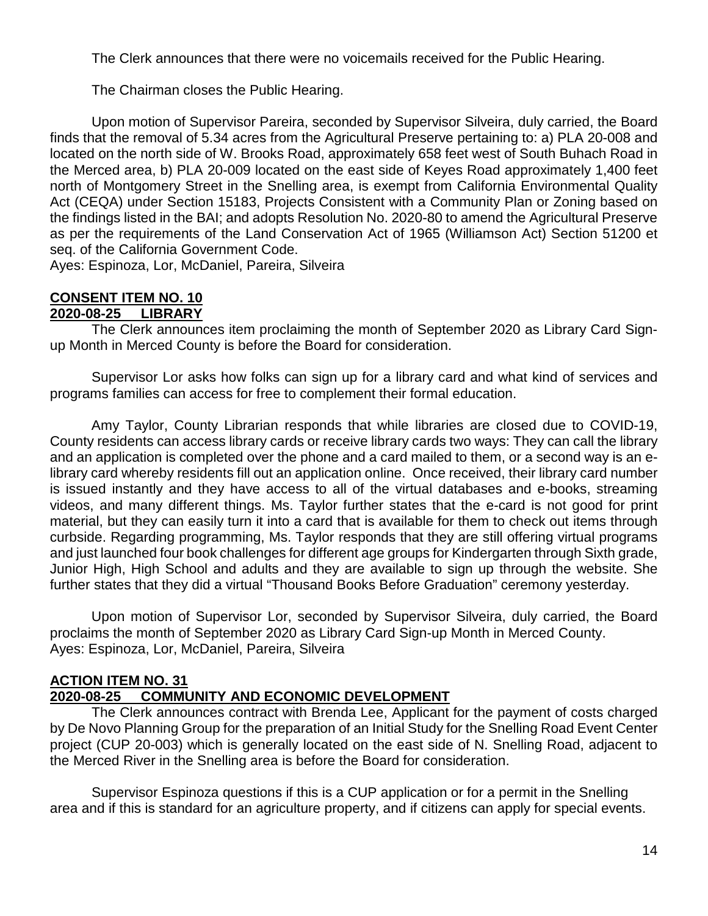The Clerk announces that there were no voicemails received for the Public Hearing.

The Chairman closes the Public Hearing.

Upon motion of Supervisor Pareira, seconded by Supervisor Silveira, duly carried, the Board finds that the removal of 5.34 acres from the Agricultural Preserve pertaining to: a) PLA 20-008 and located on the north side of W. Brooks Road, approximately 658 feet west of South Buhach Road in the Merced area, b) PLA 20-009 located on the east side of Keyes Road approximately 1,400 feet north of Montgomery Street in the Snelling area, is exempt from California Environmental Quality Act (CEQA) under Section 15183, Projects Consistent with a Community Plan or Zoning based on the findings listed in the BAI; and adopts Resolution No. 2020-80 to amend the Agricultural Preserve as per the requirements of the Land Conservation Act of 1965 (Williamson Act) Section 51200 et seq. of the California Government Code.
Ayes: Espinoza, Lor, McDaniel, Pareira, Silveira

**CONSENT ITEM NO. 10**
**2020-08-25 LIBRARY**

The Clerk announces item proclaiming the month of September 2020 as Library Card Sign-up Month in Merced County is before the Board for consideration.

Supervisor Lor asks how folks can sign up for a library card and what kind of services and programs families can access for free to complement their formal education.

Amy Taylor, County Librarian responds that while libraries are closed due to COVID-19, County residents can access library cards or receive library cards two ways: They can call the library and an application is completed over the phone and a card mailed to them, or a second way is an e-library card whereby residents fill out an application online. Once received, their library card number is issued instantly and they have access to all of the virtual databases and e-books, streaming videos, and many different things. Ms. Taylor further states that the e-card is not good for print material, but they can easily turn it into a card that is available for them to check out items through curbside. Regarding programming, Ms. Taylor responds that they are still offering virtual programs and just launched four book challenges for different age groups for Kindergarten through Sixth grade, Junior High, High School and adults and they are available to sign up through the website. She further states that they did a virtual "Thousand Books Before Graduation" ceremony yesterday.

Upon motion of Supervisor Lor, seconded by Supervisor Silveira, duly carried, the Board proclaims the month of September 2020 as Library Card Sign-up Month in Merced County.
Ayes: Espinoza, Lor, McDaniel, Pareira, Silveira

**ACTION ITEM NO. 31**
**2020-08-25 COMMUNITY AND ECONOMIC DEVELOPMENT**

The Clerk announces contract with Brenda Lee, Applicant for the payment of costs charged by De Novo Planning Group for the preparation of an Initial Study for the Snelling Road Event Center project (CUP 20-003) which is generally located on the east side of N. Snelling Road, adjacent to the Merced River in the Snelling area is before the Board for consideration.

Supervisor Espinoza questions if this is a CUP application or for a permit in the Snelling area and if this is standard for an agriculture property, and if citizens can apply for special events.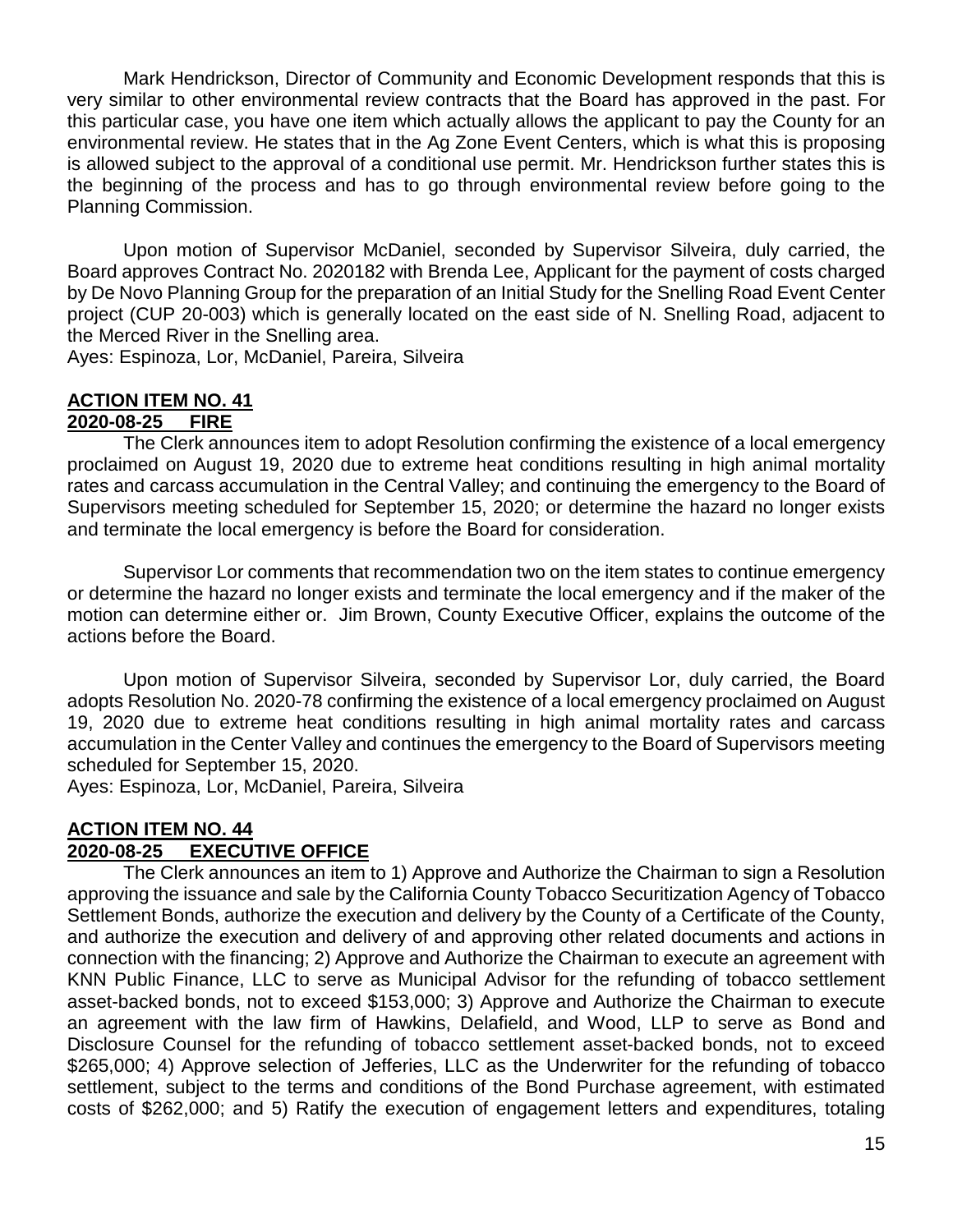Mark Hendrickson, Director of Community and Economic Development responds that this is very similar to other environmental review contracts that the Board has approved in the past. For this particular case, you have one item which actually allows the applicant to pay the County for an environmental review. He states that in the Ag Zone Event Centers, which is what this is proposing is allowed subject to the approval of a conditional use permit. Mr. Hendrickson further states this is the beginning of the process and has to go through environmental review before going to the Planning Commission.

Upon motion of Supervisor McDaniel, seconded by Supervisor Silveira, duly carried, the Board approves Contract No. 2020182 with Brenda Lee, Applicant for the payment of costs charged by De Novo Planning Group for the preparation of an Initial Study for the Snelling Road Event Center project (CUP 20-003) which is generally located on the east side of N. Snelling Road, adjacent to the Merced River in the Snelling area.
Ayes: Espinoza, Lor, McDaniel, Pareira, Silveira

**ACTION ITEM NO. 41**
**2020-08-25 FIRE**

The Clerk announces item to adopt Resolution confirming the existence of a local emergency proclaimed on August 19, 2020 due to extreme heat conditions resulting in high animal mortality rates and carcass accumulation in the Central Valley; and continuing the emergency to the Board of Supervisors meeting scheduled for September 15, 2020; or determine the hazard no longer exists and terminate the local emergency is before the Board for consideration.

Supervisor Lor comments that recommendation two on the item states to continue emergency or determine the hazard no longer exists and terminate the local emergency and if the maker of the motion can determine either or. Jim Brown, County Executive Officer, explains the outcome of the actions before the Board.

Upon motion of Supervisor Silveira, seconded by Supervisor Lor, duly carried, the Board adopts Resolution No. 2020-78 confirming the existence of a local emergency proclaimed on August 19, 2020 due to extreme heat conditions resulting in high animal mortality rates and carcass accumulation in the Center Valley and continues the emergency to the Board of Supervisors meeting scheduled for September 15, 2020.
Ayes: Espinoza, Lor, McDaniel, Pareira, Silveira

**ACTION ITEM NO. 44**
**2020-08-25 EXECUTIVE OFFICE**

The Clerk announces an item to 1) Approve and Authorize the Chairman to sign a Resolution approving the issuance and sale by the California County Tobacco Securitization Agency of Tobacco Settlement Bonds, authorize the execution and delivery by the County of a Certificate of the County, and authorize the execution and delivery of and approving other related documents and actions in connection with the financing; 2) Approve and Authorize the Chairman to execute an agreement with KNN Public Finance, LLC to serve as Municipal Advisor for the refunding of tobacco settlement asset-backed bonds, not to exceed $153,000; 3) Approve and Authorize the Chairman to execute an agreement with the law firm of Hawkins, Delafield, and Wood, LLP to serve as Bond and Disclosure Counsel for the refunding of tobacco settlement asset-backed bonds, not to exceed $265,000; 4) Approve selection of Jefferies, LLC as the Underwriter for the refunding of tobacco settlement, subject to the terms and conditions of the Bond Purchase agreement, with estimated costs of $262,000; and 5) Ratify the execution of engagement letters and expenditures, totaling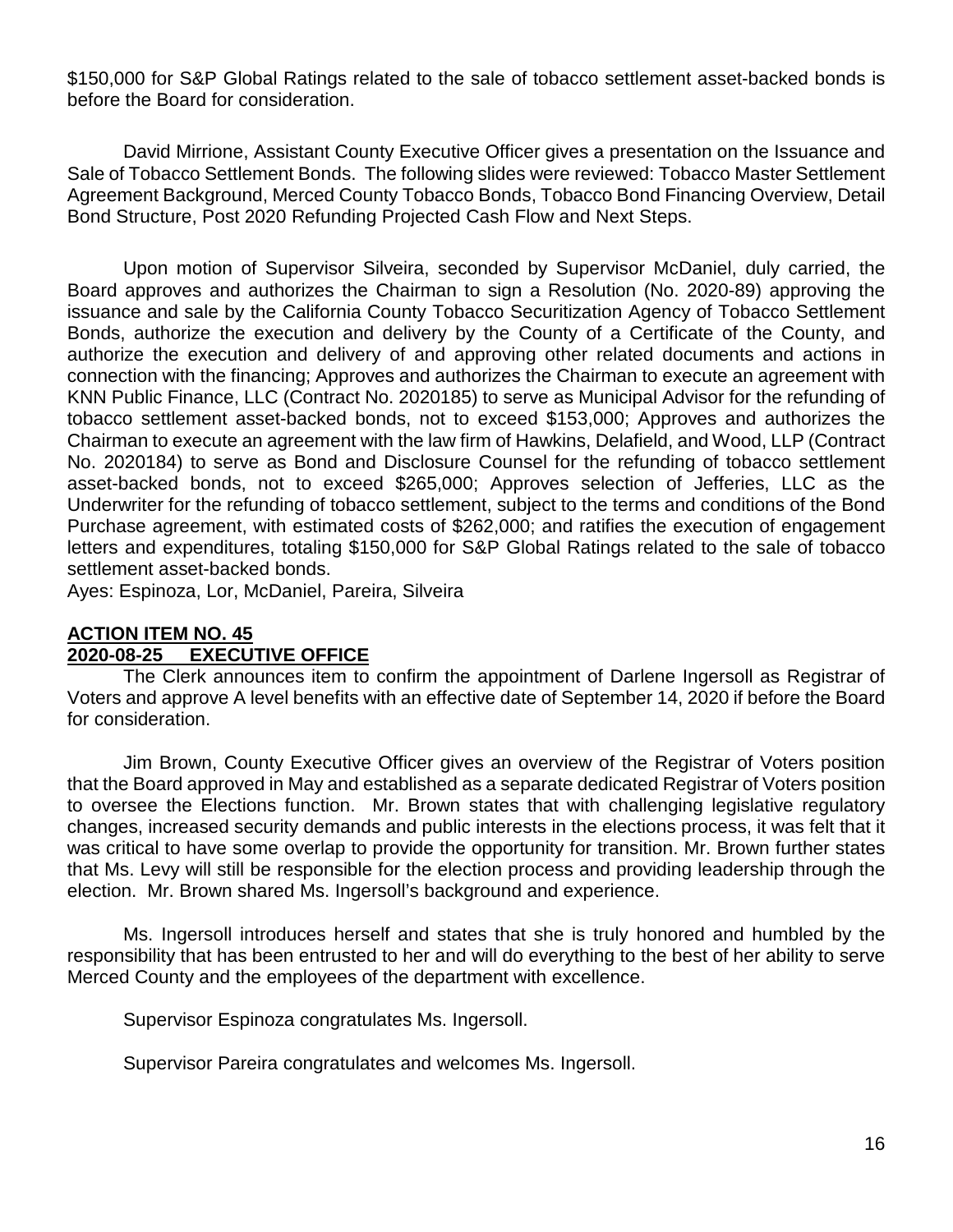$150,000 for S&P Global Ratings related to the sale of tobacco settlement asset-backed bonds is before the Board for consideration.

David Mirrione, Assistant County Executive Officer gives a presentation on the Issuance and Sale of Tobacco Settlement Bonds. The following slides were reviewed: Tobacco Master Settlement Agreement Background, Merced County Tobacco Bonds, Tobacco Bond Financing Overview, Detail Bond Structure, Post 2020 Refunding Projected Cash Flow and Next Steps.

Upon motion of Supervisor Silveira, seconded by Supervisor McDaniel, duly carried, the Board approves and authorizes the Chairman to sign a Resolution (No. 2020-89) approving the issuance and sale by the California County Tobacco Securitization Agency of Tobacco Settlement Bonds, authorize the execution and delivery by the County of a Certificate of the County, and authorize the execution and delivery of and approving other related documents and actions in connection with the financing; Approves and authorizes the Chairman to execute an agreement with KNN Public Finance, LLC (Contract No. 2020185) to serve as Municipal Advisor for the refunding of tobacco settlement asset-backed bonds, not to exceed $153,000; Approves and authorizes the Chairman to execute an agreement with the law firm of Hawkins, Delafield, and Wood, LLP (Contract No. 2020184) to serve as Bond and Disclosure Counsel for the refunding of tobacco settlement asset-backed bonds, not to exceed $265,000; Approves selection of Jefferies, LLC as the Underwriter for the refunding of tobacco settlement, subject to the terms and conditions of the Bond Purchase agreement, with estimated costs of $262,000; and ratifies the execution of engagement letters and expenditures, totaling $150,000 for S&P Global Ratings related to the sale of tobacco settlement asset-backed bonds.
Ayes: Espinoza, Lor, McDaniel, Pareira, Silveira

**ACTION ITEM NO. 45**
**2020-08-25 EXECUTIVE OFFICE**

The Clerk announces item to confirm the appointment of Darlene Ingersoll as Registrar of Voters and approve A level benefits with an effective date of September 14, 2020 if before the Board for consideration.

Jim Brown, County Executive Officer gives an overview of the Registrar of Voters position that the Board approved in May and established as a separate dedicated Registrar of Voters position to oversee the Elections function. Mr. Brown states that with challenging legislative regulatory changes, increased security demands and public interests in the elections process, it was felt that it was critical to have some overlap to provide the opportunity for transition. Mr. Brown further states that Ms. Levy will still be responsible for the election process and providing leadership through the election. Mr. Brown shared Ms. Ingersoll's background and experience.

Ms. Ingersoll introduces herself and states that she is truly honored and humbled by the responsibility that has been entrusted to her and will do everything to the best of her ability to serve Merced County and the employees of the department with excellence.

Supervisor Espinoza congratulates Ms. Ingersoll.

Supervisor Pareira congratulates and welcomes Ms. Ingersoll.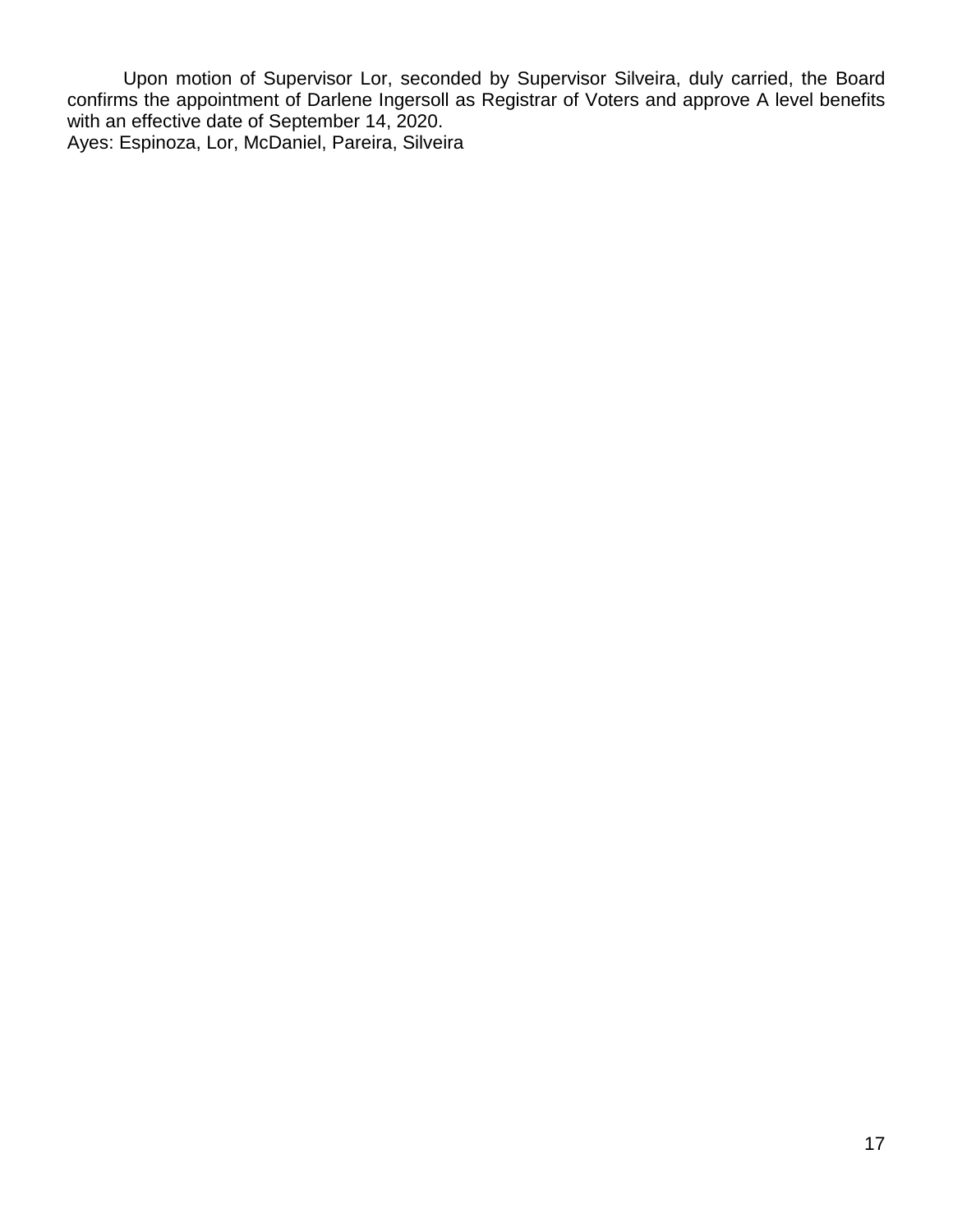Upon motion of Supervisor Lor, seconded by Supervisor Silveira, duly carried, the Board confirms the appointment of Darlene Ingersoll as Registrar of Voters and approve A level benefits with an effective date of September 14, 2020.
Ayes: Espinoza, Lor, McDaniel, Pareira, Silveira